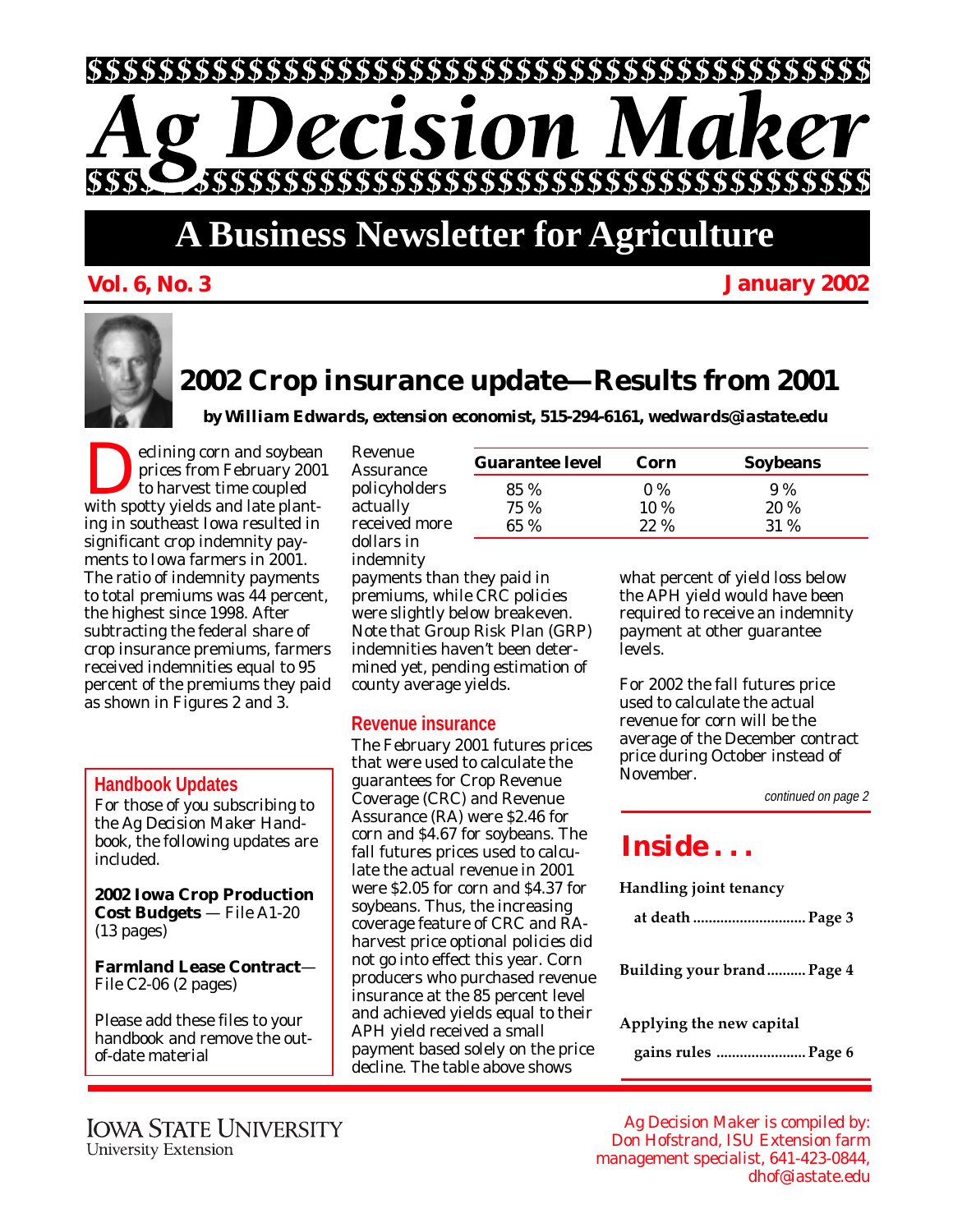# Ag Decision Maker

## A Business Newsletter for Agriculture

**Vol. 6, No. 3** **January 2002**

## 2002 Crop insurance update—Results from 2001

*by William Edwards, extension economist, 515-294-6161, wedwards@iastate.edu*

Declining corn and soybean prices from February 2001 to harvest time coupled with spotty yields and late planting in southeast Iowa resulted in significant crop indemnity payments to Iowa farmers in 2001. The ratio of indemnity payments to total premiums was 44 percent, the highest since 1998. After subtracting the federal share of crop insurance premiums, farmers received indemnities equal to 95 percent of the premiums they paid as shown in Figures 2 and 3.

Revenue Assurance policyholders actually received more dollars in indemnity payments than they paid in premiums, while CRC policies were slightly below breakeven. Note that Group Risk Plan (GRP) indemnities haven't been determined yet, pending estimation of county average yields.

### Revenue insurance

The February 2001 futures prices that were used to calculate the guarantees for Crop Revenue Coverage (CRC) and Revenue Assurance (RA) were $2.46 for corn and $4.67 for soybeans. The fall futures prices used to calculate the actual revenue in 2001 were $2.05 for corn and $4.37 for soybeans. Thus, the increasing coverage feature of CRC and RA-harvest price optional policies did not go into effect this year. Corn producers who purchased revenue insurance at the 85 percent level and achieved yields equal to their APH yield received a small payment based solely on the price decline. The table above shows what percent of yield loss below the APH yield would have been required to receive an indemnity payment at other guarantee levels.

| Guarantee level | Corn | Soybeans |
|---|---|---|
| 85 % | 0 % | 9 % |
| 75 % | 10 % | 20 % |
| 65 % | 22 % | 31 % |

For 2002 the fall futures price used to calculate the actual revenue for corn will be the average of the December contract price during October instead of November.

*continued on page 2*

### Handbook Updates

For those of you subscribing to the Ag Decision Maker Handbook, the following updates are included.

**2002 Iowa Crop Production Cost Budgets** — File A1-20 (13 pages)

**Farmland Lease Contract**— File C2-06 (2 pages)

Please add these files to your handbook and remove the out-of-date material

### Inside . . .

**Handling joint tenancy at death ............................ Page 3**

**Building your brand .......... Page 4**

**Applying the new capital gains rules ...................... Page 6**

IOWA STATE UNIVERSITY
University Extension

Ag Decision Maker is compiled by: Don Hofstrand, ISU Extension farm management specialist, 641-423-0844, dhof@iastate.edu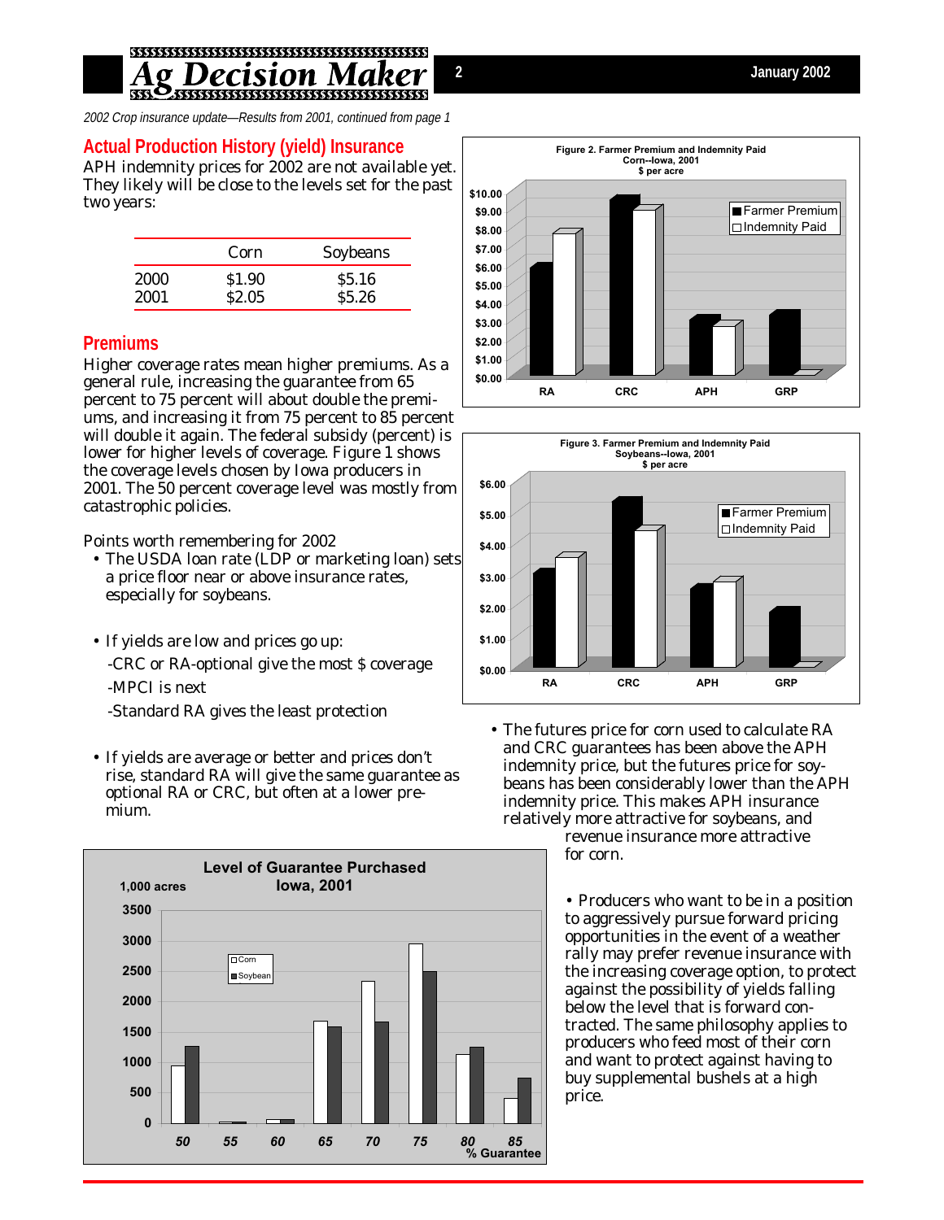*2002 Crop insurance update—Results from 2001, continued from page 1*

## Actual Production History (yield) Insurance

APH indemnity prices for 2002 are not available yet. They likely will be close to the levels set for the past two years:

| | Corn | Soybeans |
|---|---|---|
| 2000 | $1.90 | $5.16 |
| 2001 | $2.05 | $5.26 |

## Premiums

Higher coverage rates mean higher premiums. As a general rule, increasing the guarantee from 65 percent to 75 percent will about double the premiums, and increasing it from 75 percent to 85 percent will double it again. The federal subsidy (percent) is lower for higher levels of coverage. Figure 1 shows the coverage levels chosen by Iowa producers in 2001. The 50 percent coverage level was mostly from catastrophic policies.

Points worth remembering for 2002

- The USDA loan rate (LDP or marketing loan) sets a price floor near or above insurance rates, especially for soybeans.
- If yields are low and prices go up:
  - -CRC or RA-optional give the most $ coverage
  - -MPCI is next
  - -Standard RA gives the least protection
- If yields are average or better and prices don't rise, standard RA will give the same guarantee as optional RA or CRC, but often at a lower premium.

Level of Guarantee Purchased
Iowa, 2001
1,000 acres
3500
3000
2500
2000
1500
1000
500
0
Corn
Soybean
50 55 60 65 70 75 80 85
% Guarantee

Figure 2. Farmer Premium and Indemnity Paid
Corn--Iowa, 2001
$ per acre
$10.00 $9.00 $8.00 $7.00 $6.00 $5.00 $4.00 $3.00 $2.00 $1.00 $0.00
Farmer Premium
Indemnity Paid
RA CRC APH GRP

Figure 3. Farmer Premium and Indemnity Paid
Soybeans--Iowa, 2001
$ per acre
$6.00 $5.00 $4.00 $3.00 $2.00 $1.00 $0.00
Farmer Premium
Indemnity Paid
RA CRC APH GRP

- The futures price for corn used to calculate RA and CRC guarantees has been above the APH indemnity price, but the futures price for soybeans has been considerably lower than the APH indemnity price. This makes APH insurance relatively more attractive for soybeans, and revenue insurance more attractive for corn.

- Producers who want to be in a position to aggressively pursue forward pricing opportunities in the event of a weather rally may prefer revenue insurance with the increasing coverage option, to protect against the possibility of yields falling below the level that is forward contracted. The same philosophy applies to producers who feed most of their corn and want to protect against having to buy supplemental bushels at a high price.